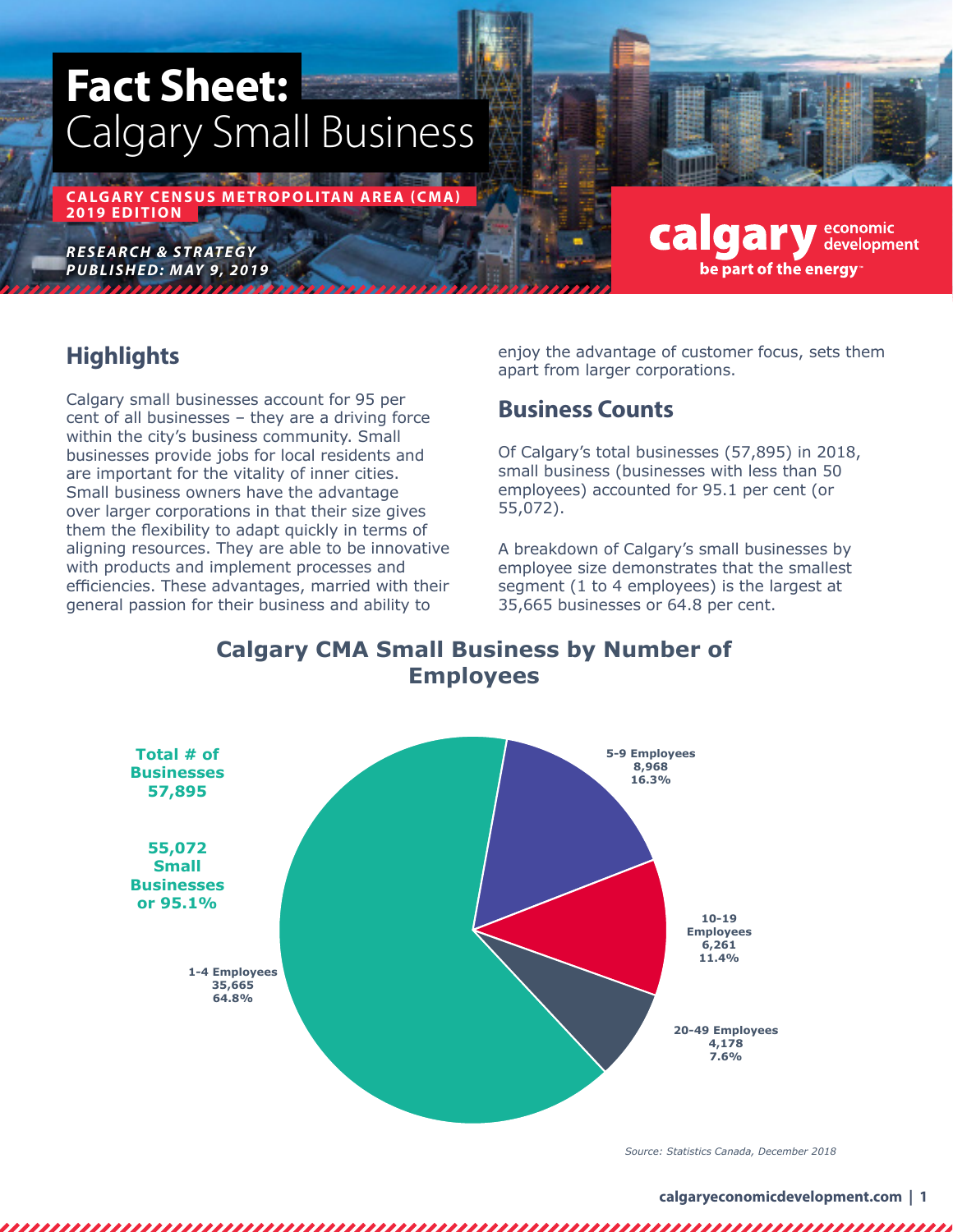# Fact Sheet: Calgary Small Business

**CALGARY CENSUS METROPOLITAN AREA (CMA) 2019 EDITION**

***RESEARCH & STRATEGY***
***PUBLISHED: MAY 9, 2019***

calgary economic development
be part of the energy™

## Highlights

Calgary small businesses account for 95 per cent of all businesses – they are a driving force within the city's business community. Small businesses provide jobs for local residents and are important for the vitality of inner cities. Small business owners have the advantage over larger corporations in that their size gives them the flexibility to adapt quickly in terms of aligning resources. They are able to be innovative with products and implement processes and efficiencies. These advantages, married with their general passion for their business and ability to enjoy the advantage of customer focus, sets them apart from larger corporations.

## Business Counts

Of Calgary's total businesses (57,895) in 2018, small business (businesses with less than 50 employees) accounted for 95.1 per cent (or 55,072).

A breakdown of Calgary's small businesses by employee size demonstrates that the smallest segment (1 to 4 employees) is the largest at 35,665 businesses or 64.8 per cent.

### Calgary CMA Small Business by Number of Employees

**Total # of Businesses 57,895**

**55,072 Small Businesses or 95.1%**

| Employees | Businesses | Share |
|---|---|---|
| 1-4 Employees | 35,665 | 64.8% |
| 5-9 Employees | 8,968 | 16.3% |
| 10-19 Employees | 6,261 | 11.4% |
| 20-49 Employees | 4,178 | 7.6% |

*Source: Statistics Canada, December 2018*

calgaryeconomicdevelopment.com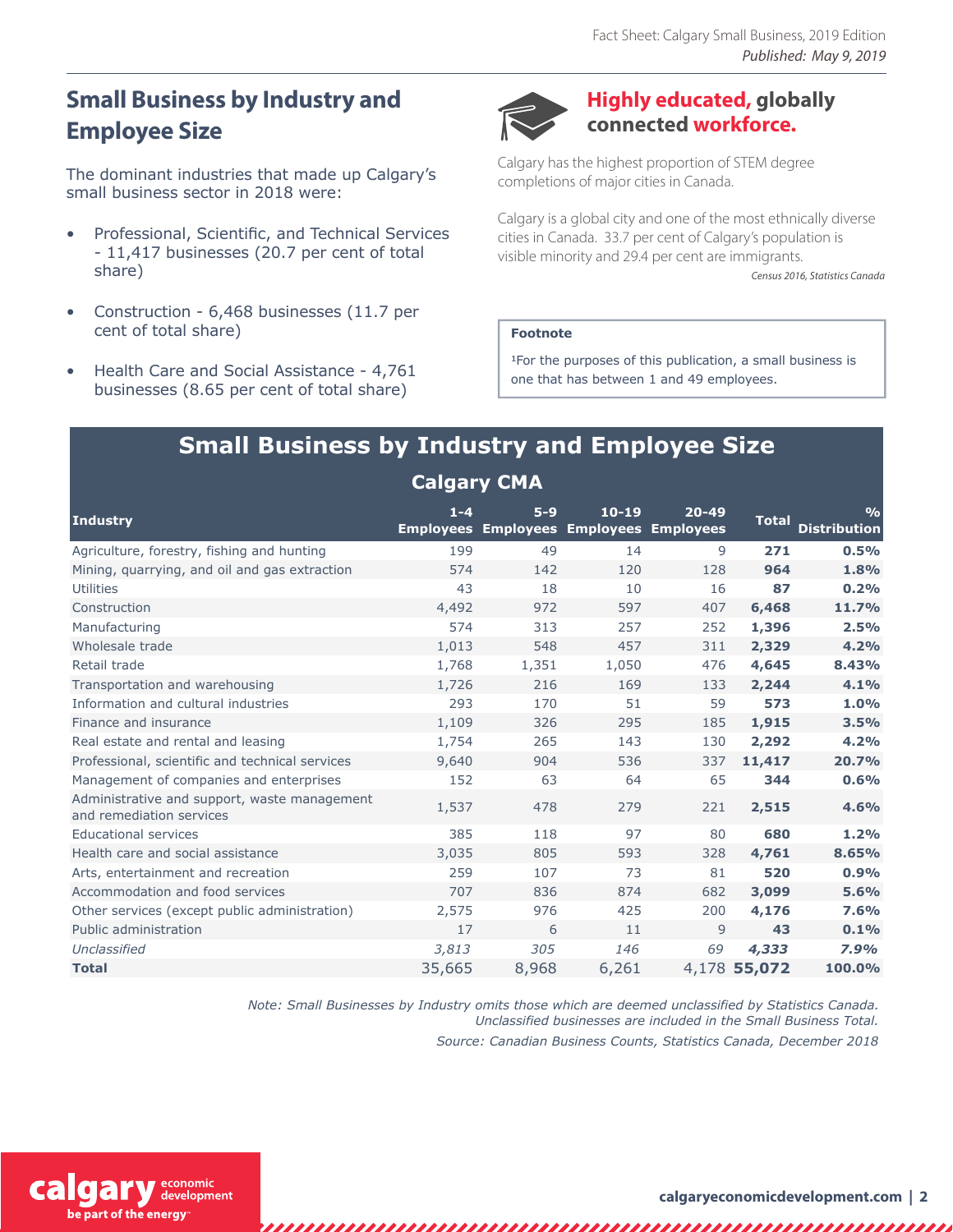## Small Business by Industry and Employee Size

The dominant industries that made up Calgary's small business sector in 2018 were:

- Professional, Scientific, and Technical Services - 11,417 businesses (20.7 per cent of total share)
- Construction - 6,468 businesses (11.7 per cent of total share)
- Health Care and Social Assistance - 4,761 businesses (8.65 per cent of total share)

### **Highly educated,** globally connected **workforce.**

Calgary has the highest proportion of STEM degree completions of major cities in Canada.

Calgary is a global city and one of the most ethnically diverse cities in Canada. 33.7 per cent of Calgary's population is visible minority and 29.4 per cent are immigrants.

*Census 2016, Statistics Canada*

**Footnote**

[1]For the purposes of this publication, a small business is one that has between 1 and 49 employees.

## Small Business by Industry and Employee Size

### Calgary CMA

| Industry | 1-4 Employees | 5-9 Employees | 10-19 Employees | 20-49 Employees | Total | % Distribution |
|---|---|---|---|---|---|---|
| Agriculture, forestry, fishing and hunting | 199 | 49 | 14 | 9 | **271** | **0.5%** |
| Mining, quarrying, and oil and gas extraction | 574 | 142 | 120 | 128 | **964** | **1.8%** |
| Utilities | 43 | 18 | 10 | 16 | **87** | **0.2%** |
| Construction | 4,492 | 972 | 597 | 407 | **6,468** | **11.7%** |
| Manufacturing | 574 | 313 | 257 | 252 | **1,396** | **2.5%** |
| Wholesale trade | 1,013 | 548 | 457 | 311 | **2,329** | **4.2%** |
| Retail trade | 1,768 | 1,351 | 1,050 | 476 | **4,645** | **8.43%** |
| Transportation and warehousing | 1,726 | 216 | 169 | 133 | **2,244** | **4.1%** |
| Information and cultural industries | 293 | 170 | 51 | 59 | **573** | **1.0%** |
| Finance and insurance | 1,109 | 326 | 295 | 185 | **1,915** | **3.5%** |
| Real estate and rental and leasing | 1,754 | 265 | 143 | 130 | **2,292** | **4.2%** |
| Professional, scientific and technical services | 9,640 | 904 | 536 | 337 | **11,417** | **20.7%** |
| Management of companies and enterprises | 152 | 63 | 64 | 65 | **344** | **0.6%** |
| Administrative and support, waste management and remediation services | 1,537 | 478 | 279 | 221 | **2,515** | **4.6%** |
| Educational services | 385 | 118 | 97 | 80 | **680** | **1.2%** |
| Health care and social assistance | 3,035 | 805 | 593 | 328 | **4,761** | **8.65%** |
| Arts, entertainment and recreation | 259 | 107 | 73 | 81 | **520** | **0.9%** |
| Accommodation and food services | 707 | 836 | 874 | 682 | **3,099** | **5.6%** |
| Other services (except public administration) | 2,575 | 976 | 425 | 200 | **4,176** | **7.6%** |
| Public administration | 17 | 6 | 11 | 9 | **43** | **0.1%** |
| *Unclassified* | *3,813* | *305* | *146* | *69* | ***4,333*** | ***7.9%*** |
| **Total** | 35,665 | 8,968 | 6,261 | 4,178 | **55,072** | **100.0%** |

*Note: Small Businesses by Industry omits those which are deemed unclassified by Statistics Canada. Unclassified businesses are included in the Small Business Total.*

*Source: Canadian Business Counts, Statistics Canada, December 2018*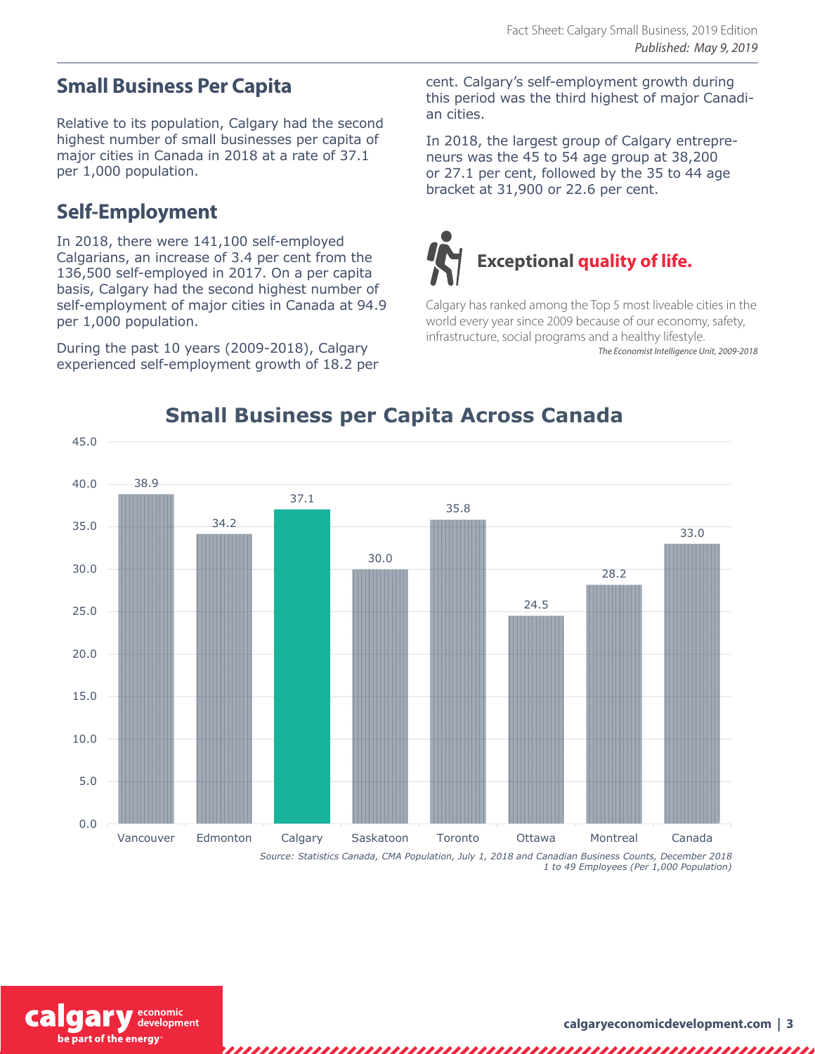## Small Business Per Capita

Relative to its population, Calgary had the second highest number of small businesses per capita of major cities in Canada in 2018 at a rate of 37.1 per 1,000 population.

## Self-Employment

In 2018, there were 141,100 self-employed Calgarians, an increase of 3.4 per cent from the 136,500 self-employed in 2017. On a per capita basis, Calgary had the second highest number of self-employment of major cities in Canada at 94.9 per 1,000 population.

During the past 10 years (2009-2018), Calgary experienced self-employment growth of 18.2 per cent. Calgary's self-employment growth during this period was the third highest of major Canadian cities.

In 2018, the largest group of Calgary entrepreneurs was the 45 to 54 age group at 38,200 or 27.1 per cent, followed by the 35 to 44 age bracket at 31,900 or 22.6 per cent.

### Exceptional quality of life.

Calgary has ranked among the Top 5 most liveable cities in the world every year since 2009 because of our economy, safety, infrastructure, social programs and a healthy lifestyle.

*The Economist Intelligence Unit, 2009-2018*

## Small Business per Capita Across Canada

| City | Small Businesses per 1,000 Population |
|---|---|
| Vancouver | 38.9 |
| Edmonton | 34.2 |
| Calgary | 37.1 |
| Saskatoon | 30.0 |
| Toronto | 35.8 |
| Ottawa | 24.5 |
| Montreal | 28.2 |
| Canada | 33.0 |

*Source: Statistics Canada, CMA Population, July 1, 2018 and Canadian Business Counts, December 2018 1 to 49 Employees (Per 1,000 Population)*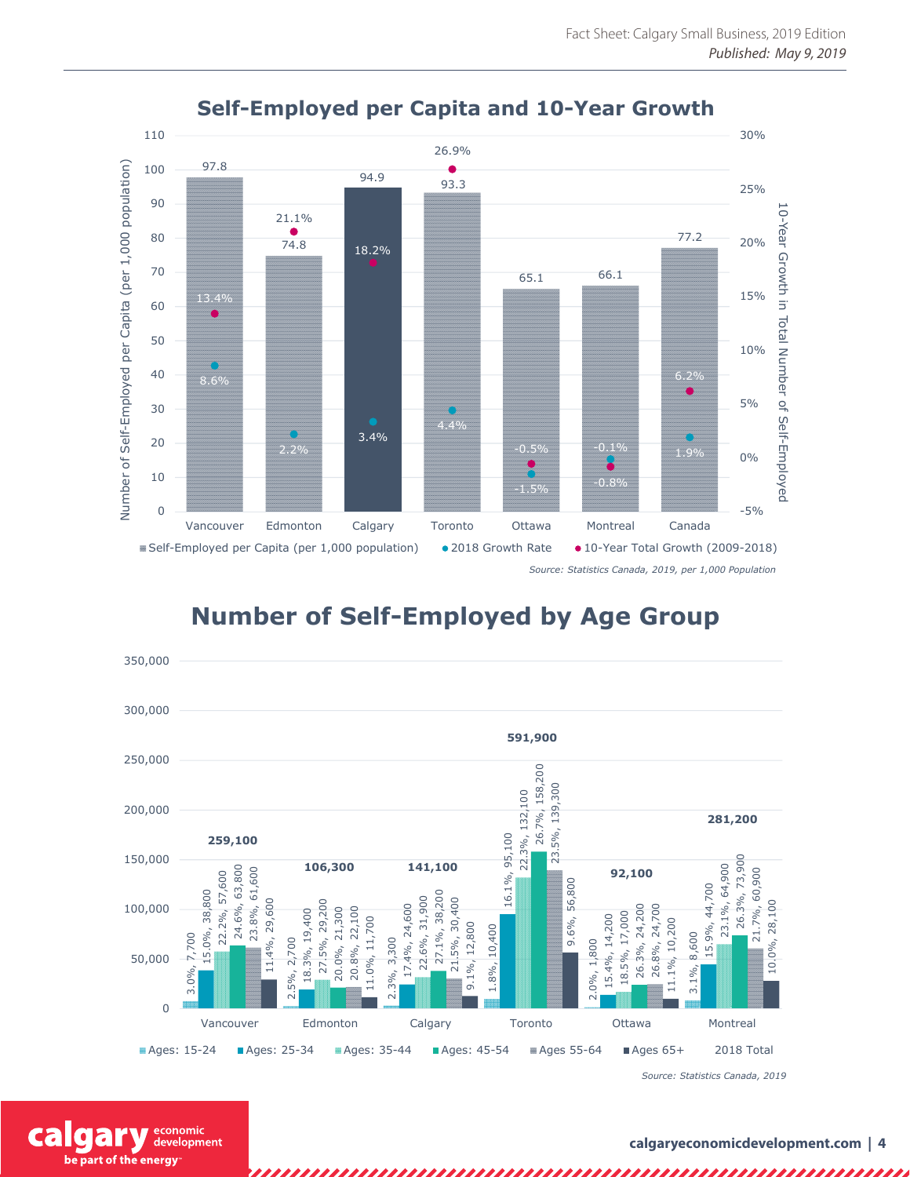## Self-Employed per Capita and 10-Year Growth

| | Self-Employed per Capita (per 1,000 population) | 2018 Growth Rate | 10-Year Total Growth (2009-2018) |
|---|---|---|---|
| Vancouver | 97.8 | 8.6% | 13.4% |
| Edmonton | 74.8 | 2.2% | 21.1% |
| Calgary | 94.9 | 3.4% | 18.2% |
| Toronto | 93.3 | 4.4% | 26.9% |
| Ottawa | 65.1 | -1.5% | -0.5% |
| Montreal | 66.1 | -0.1% | -0.8% |
| Canada | 77.2 | 1.9% | 6.2% |

*Source: Statistics Canada, 2019, per 1,000 Population*

## Number of Self-Employed by Age Group

| | Ages: 15-24 | Ages: 25-34 | Ages: 35-44 | Ages: 45-54 | Ages 55-64 | Ages 65+ | 2018 Total |
|---|---|---|---|---|---|---|---|
| Vancouver | 3.0%, 7,700 | 15.0%, 38,800 | 22.2%, 57,600 | 24.6%, 63,800 | 23.8%, 61,600 | 11.4%, 29,600 | 259,100 |
| Edmonton | 2.5%, 2,700 | 18.3%, 19,400 | 27.5%, 29,200 | 20.0%, 21,300 | 20.8%, 22,100 | 11.0%, 11,700 | 106,300 |
| Calgary | 2.3%, 3,300 | 17.4%, 24,600 | 22.6%, 31,900 | 27.1%, 38,200 | 21.5%, 30,400 | 9.1%, 12,800 | 141,100 |
| Toronto | 1.8%, 10,400 | 16.1%, 95,100 | 22.3%, 132,100 | 26.7%, 158,200 | 23.5%, 139,300 | 9.6%, 56,800 | 591,900 |
| Ottawa | 2.0%, 1,800 | 15.4%, 14,200 | 18.5%, 17,000 | 26.3%, 24,200 | 26.8%, 24,700 | 11.1%, 10,200 | 92,100 |
| Montreal | 3.1%, 8,600 | 15.9%, 44,700 | 23.1%, 64,900 | 26.3%, 73,900 | 21.7%, 60,900 | 10.0%, 28,100 | 281,200 |

*Source: Statistics Canada, 2019*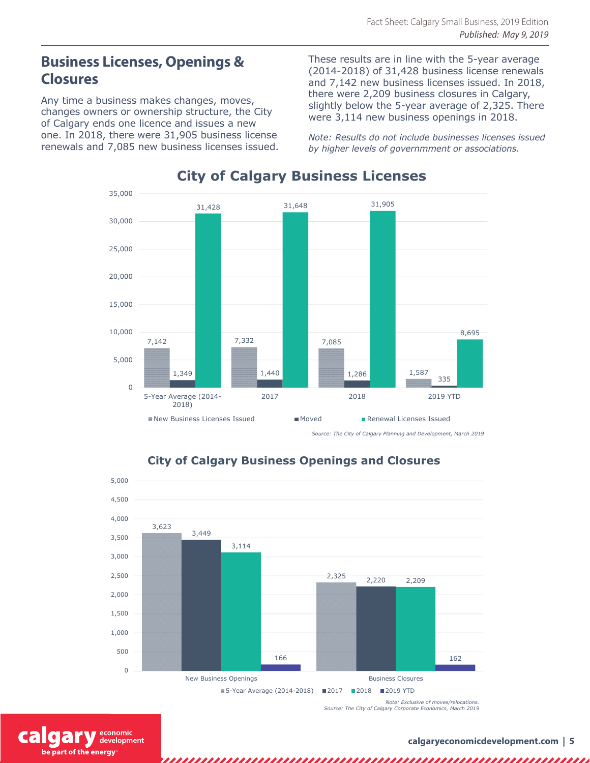## Business Licenses, Openings & Closures

Any time a business makes changes, moves, changes owners or ownership structure, the City of Calgary ends one licence and issues a new one. In 2018, there were 31,905 business license renewals and 7,085 new business licenses issued.

These results are in line with the 5-year average (2014-2018) of 31,428 business license renewals and 7,142 new business licenses issued. In 2018, there were 2,209 business closures in Calgary, slightly below the 5-year average of 2,325. There were 3,114 new business openings in 2018.

*Note: Results do not include businesses licenses issued by higher levels of governmment or associations.*

### City of Calgary Business Licenses

| | New Business Licenses Issued | Moved | Renewal Licenses Issued |
|---|---|---|---|
| 5-Year Average (2014-2018) | 7,142 | 1,349 | 31,428 |
| 2017 | 7,332 | 1,440 | 31,648 |
| 2018 | 7,085 | 1,286 | 31,905 |
| 2019 YTD | 1,587 | 335 | 8,695 |

*Source: The City of Calgary Planning and Development, March 2019*

### City of Calgary Business Openings and Closures

| | 5-Year Average (2014-2018) | 2017 | 2018 | 2019 YTD |
|---|---|---|---|---|
| New Business Openings | 3,623 | 3,449 | 3,114 | 166 |
| Business Closures | 2,325 | 2,220 | 2,209 | 162 |

*Note: Exclusive of moves/relocations.*
*Source: The City of Calgary Corporate Economics, March 2019*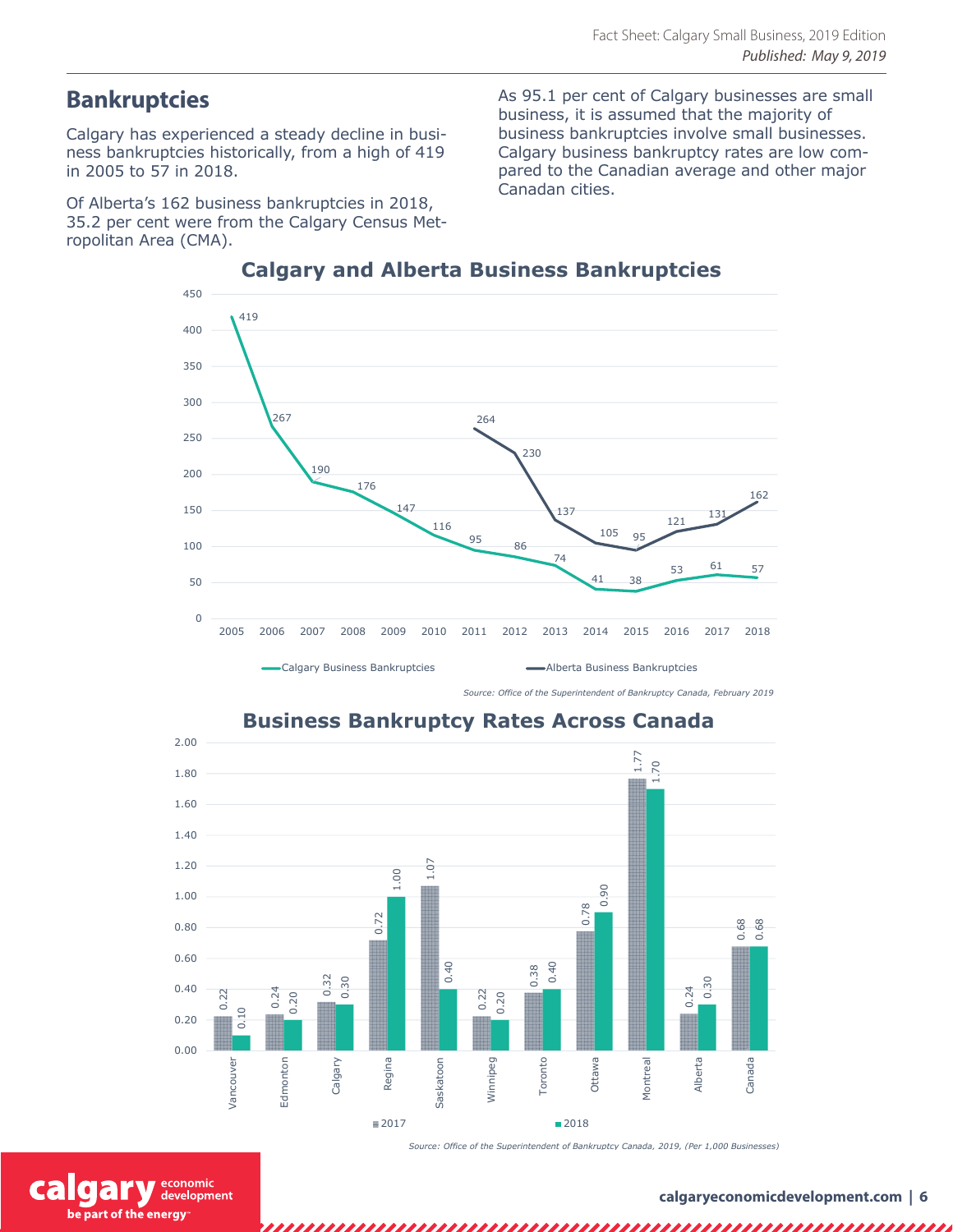## Bankruptcies

Calgary has experienced a steady decline in business bankruptcies historically, from a high of 419 in 2005 to 57 in 2018.

Of Alberta's 162 business bankruptcies in 2018, 35.2 per cent were from the Calgary Census Metropolitan Area (CMA).

As 95.1 per cent of Calgary businesses are small business, it is assumed that the majority of business bankruptcies involve small businesses. Calgary business bankruptcy rates are low compared to the Canadian average and other major Canadian cities.

### Calgary and Alberta Business Bankruptcies

0
50
100
150
200
250
300
350
400
450

2005 2006 2007 2008 2009 2010 2011 2012 2013 2014 2015 2016 2017 2018

Calgary Business Bankruptcies: 419, 267, 190, 176, 147, 116, 95, 86, 74, 41, 38, 53, 61, 57

Alberta Business Bankruptcies: 264, 230, 137, 105, 95, 121, 131, 162

*Source: Office of the Superintendent of Bankruptcy Canada, February 2019*

### Business Bankruptcy Rates Across Canada

0.00
0.20
0.40
0.60
0.80
1.00
1.20
1.40
1.60
1.80
2.00

Vancouver: 0.22, 0.10
Edmonton: 0.24, 0.20
Calgary: 0.32, 0.30
Regina: 0.72, 1.00
Saskatoon: 1.07, 0.40
Winnipeg: 0.22, 0.20
Toronto: 0.38, 0.40
Ottawa: 0.78, 0.90
Montreal: 1.77, 1.70
Alberta: 0.24, 0.30
Canada: 0.68, 0.68

2017
2018

*Source: Office of the Superintendent of Bankruptcy Canada, 2019, (Per 1,000 Businesses)*